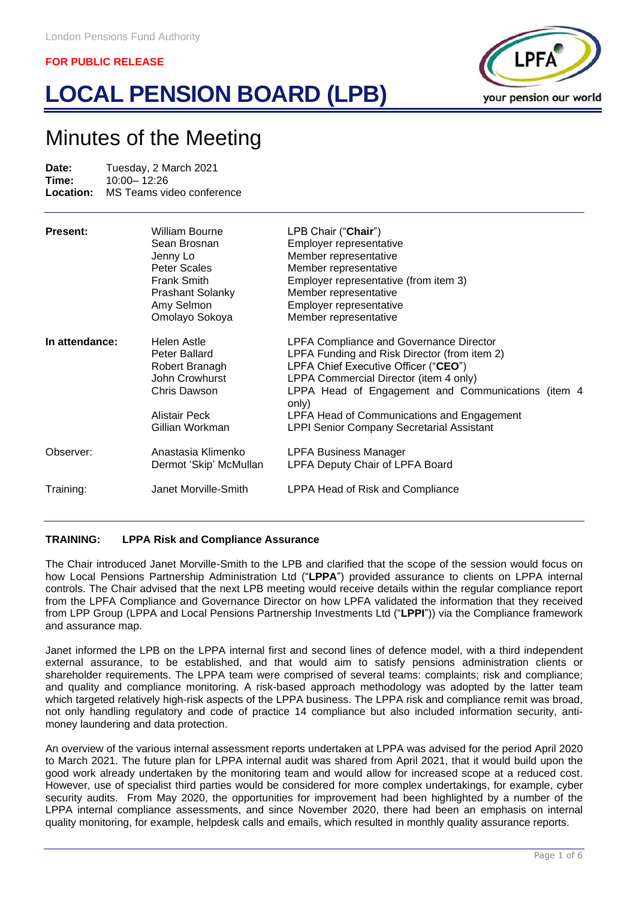London Pensions Fund Authority

**FOR PUBLIC RELEASE**

# LOCAL PENSION BOARD (LPB)

## Minutes of the Meeting

**Date:** Tuesday, 2 March 2021
**Time:** 10:00– 12:26
**Location:** MS Teams video conference

| | | |
|---|---|---|
| **Present:** | William Bourne | LPB Chair ("**Chair**") |
| | Sean Brosnan | Employer representative |
| | Jenny Lo | Member representative |
| | Peter Scales | Member representative |
| | Frank Smith | Employer representative (from item 3) |
| | Prashant Solanky | Member representative |
| | Amy Selmon | Employer representative |
| | Omolayo Sokoya | Member representative |
| **In attendance:** | Helen Astle | LPFA Compliance and Governance Director |
| | Peter Ballard | LPFA Funding and Risk Director (from item 2) |
| | Robert Branagh | LPPA Chief Executive Officer ("**CEO**") |
| | John Crowhurst | LPPA Commercial Director (item 4 only) |
| | Chris Dawson | LPPA Head of Engagement and Communications (item 4 only) |
| | Alistair Peck | LPFA Head of Communications and Engagement |
| | Gillian Workman | LPPI Senior Company Secretarial Assistant |
| Observer: | Anastasia Klimenko | LPFA Business Manager |
| | Dermot 'Skip' McMullan | LPFA Deputy Chair of LPFA Board |
| Training: | Janet Morville-Smith | LPPA Head of Risk and Compliance |

**TRAINING: LPPA Risk and Compliance Assurance**

The Chair introduced Janet Morville-Smith to the LPB and clarified that the scope of the session would focus on how Local Pensions Partnership Administration Ltd ("**LPPA**") provided assurance to clients on LPPA internal controls. The Chair advised that the next LPB meeting would receive details within the regular compliance report from the LPFA Compliance and Governance Director on how LPFA validated the information that they received from LPP Group (LPPA and Local Pensions Partnership Investments Ltd ("**LPPI**")) via the Compliance framework and assurance map.

Janet informed the LPB on the LPPA internal first and second lines of defence model, with a third independent external assurance, to be established, and that would aim to satisfy pensions administration clients or shareholder requirements. The LPPA team were comprised of several teams: complaints; risk and compliance; and quality and compliance monitoring. A risk-based approach methodology was adopted by the latter team which targeted relatively high-risk aspects of the LPPA business. The LPPA risk and compliance remit was broad, not only handling regulatory and code of practice 14 compliance but also included information security, anti-money laundering and data protection.

An overview of the various internal assessment reports undertaken at LPPA was advised for the period April 2020 to March 2021. The future plan for LPPA internal audit was shared from April 2021, that it would build upon the good work already undertaken by the monitoring team and would allow for increased scope at a reduced cost. However, use of specialist third parties would be considered for more complex undertakings, for example, cyber security audits. From May 2020, the opportunities for improvement had been highlighted by a number of the LPPA internal compliance assessments, and since November 2020, there had been an emphasis on internal quality monitoring, for example, helpdesk calls and emails, which resulted in monthly quality assurance reports.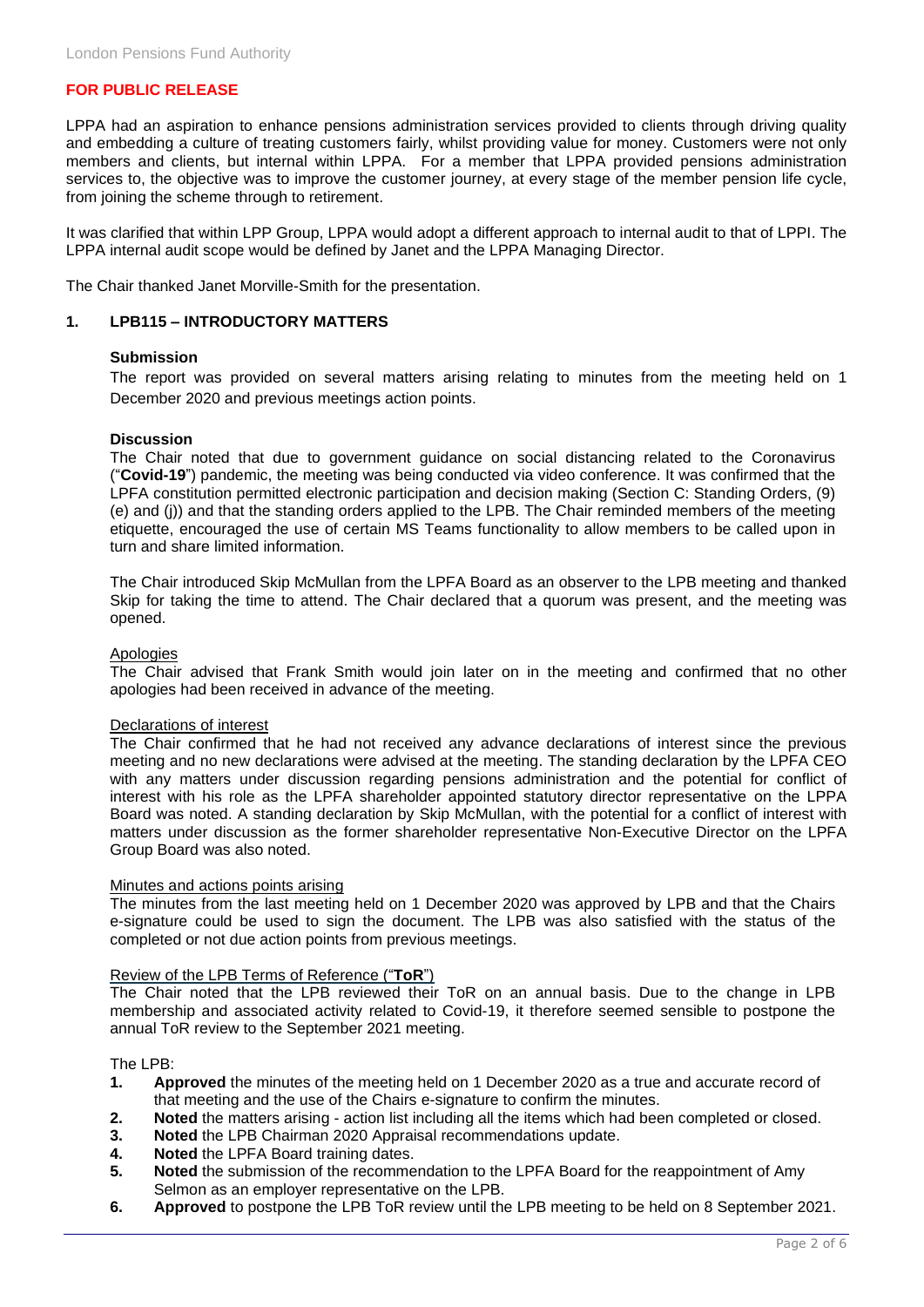**FOR PUBLIC RELEASE**

LPPA had an aspiration to enhance pensions administration services provided to clients through driving quality and embedding a culture of treating customers fairly, whilst providing value for money. Customers were not only members and clients, but internal within LPPA. For a member that LPPA provided pensions administration services to, the objective was to improve the customer journey, at every stage of the member pension life cycle, from joining the scheme through to retirement.

It was clarified that within LPP Group, LPPA would adopt a different approach to internal audit to that of LPPI. The LPPA internal audit scope would be defined by Janet and the LPPA Managing Director.

The Chair thanked Janet Morville-Smith for the presentation.

## 1. LPB115 – INTRODUCTORY MATTERS

**Submission**

The report was provided on several matters arising relating to minutes from the meeting held on 1 December 2020 and previous meetings action points.

**Discussion**

The Chair noted that due to government guidance on social distancing related to the Coronavirus ("**Covid-19**") pandemic, the meeting was being conducted via video conference. It was confirmed that the LPFA constitution permitted electronic participation and decision making (Section C: Standing Orders, (9) (e) and (j)) and that the standing orders applied to the LPB. The Chair reminded members of the meeting etiquette, encouraged the use of certain MS Teams functionality to allow members to be called upon in turn and share limited information.

The Chair introduced Skip McMullan from the LPFA Board as an observer to the LPB meeting and thanked Skip for taking the time to attend. The Chair declared that a quorum was present, and the meeting was opened.

Apologies

The Chair advised that Frank Smith would join later on in the meeting and confirmed that no other apologies had been received in advance of the meeting.

Declarations of interest

The Chair confirmed that he had not received any advance declarations of interest since the previous meeting and no new declarations were advised at the meeting. The standing declaration by the LPFA CEO with any matters under discussion regarding pensions administration and the potential for conflict of interest with his role as the LPFA shareholder appointed statutory director representative on the LPPA Board was noted. A standing declaration by Skip McMullan, with the potential for a conflict of interest with matters under discussion as the former shareholder representative Non-Executive Director on the LPFA Group Board was also noted.

Minutes and actions points arising

The minutes from the last meeting held on 1 December 2020 was approved by LPB and that the Chairs e-signature could be used to sign the document. The LPB was also satisfied with the status of the completed or not due action points from previous meetings.

Review of the LPB Terms of Reference ("**ToR**")

The Chair noted that the LPB reviewed their ToR on an annual basis. Due to the change in LPB membership and associated activity related to Covid-19, it therefore seemed sensible to postpone the annual ToR review to the September 2021 meeting.

The LPB:

1. **Approved** the minutes of the meeting held on 1 December 2020 as a true and accurate record of that meeting and the use of the Chairs e-signature to confirm the minutes.
2. **Noted** the matters arising - action list including all the items which had been completed or closed.
3. **Noted** the LPB Chairman 2020 Appraisal recommendations update.
4. **Noted** the LPFA Board training dates.
5. **Noted** the submission of the recommendation to the LPFA Board for the reappointment of Amy Selmon as an employer representative on the LPB.
6. **Approved** to postpone the LPB ToR review until the LPB meeting to be held on 8 September 2021.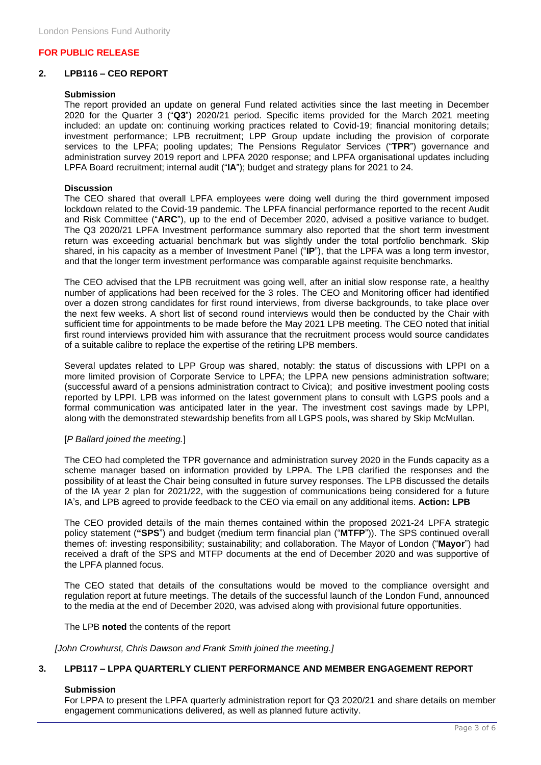**FOR PUBLIC RELEASE**

## 2. LPB116 – CEO REPORT

**Submission**

The report provided an update on general Fund related activities since the last meeting in December 2020 for the Quarter 3 ("**Q3**") 2020/21 period. Specific items provided for the March 2021 meeting included: an update on: continuing working practices related to Covid-19; financial monitoring details; investment performance; LPB recruitment; LPP Group update including the provision of corporate services to the LPFA; pooling updates; The Pensions Regulator Services ("**TPR**") governance and administration survey 2019 report and LPFA 2020 response; and LPFA organisational updates including LPFA Board recruitment; internal audit ("**IA**"); budget and strategy plans for 2021 to 24.

**Discussion**

The CEO shared that overall LPFA employees were doing well during the third government imposed lockdown related to the Covid-19 pandemic. The LPFA financial performance reported to the recent Audit and Risk Committee ("**ARC**"), up to the end of December 2020, advised a positive variance to budget. The Q3 2020/21 LPFA Investment performance summary also reported that the short term investment return was exceeding actuarial benchmark but was slightly under the total portfolio benchmark. Skip shared, in his capacity as a member of Investment Panel ("**IP**"), that the LPFA was a long term investor, and that the longer term investment performance was comparable against requisite benchmarks.

The CEO advised that the LPB recruitment was going well, after an initial slow response rate, a healthy number of applications had been received for the 3 roles. The CEO and Monitoring officer had identified over a dozen strong candidates for first round interviews, from diverse backgrounds, to take place over the next few weeks. A short list of second round interviews would then be conducted by the Chair with sufficient time for appointments to be made before the May 2021 LPB meeting. The CEO noted that initial first round interviews provided him with assurance that the recruitment process would source candidates of a suitable calibre to replace the expertise of the retiring LPB members.

Several updates related to LPP Group was shared, notably: the status of discussions with LPPI on a more limited provision of Corporate Service to LPFA; the LPPA new pensions administration software; (successful award of a pensions administration contract to Civica); and positive investment pooling costs reported by LPPI. LPB was informed on the latest government plans to consult with LGPS pools and a formal communication was anticipated later in the year. The investment cost savings made by LPPI, along with the demonstrated stewardship benefits from all LGPS pools, was shared by Skip McMullan.

[*P Ballard joined the meeting.*]

The CEO had completed the TPR governance and administration survey 2020 in the Funds capacity as a scheme manager based on information provided by LPPA. The LPB clarified the responses and the possibility of at least the Chair being consulted in future survey responses. The LPB discussed the details of the IA year 2 plan for 2021/22, with the suggestion of communications being considered for a future IA's, and LPB agreed to provide feedback to the CEO via email on any additional items. **Action: LPB**

The CEO provided details of the main themes contained within the proposed 2021-24 LPFA strategic policy statement (**"SPS**") and budget (medium term financial plan ("**MTFP**")). The SPS continued overall themes of: investing responsibility; sustainability; and collaboration. The Mayor of London ("**Mayor**") had received a draft of the SPS and MTFP documents at the end of December 2020 and was supportive of the LPFA planned focus.

The CEO stated that details of the consultations would be moved to the compliance oversight and regulation report at future meetings. The details of the successful launch of the London Fund, announced to the media at the end of December 2020, was advised along with provisional future opportunities.

The LPB **noted** the contents of the report

*[John Crowhurst, Chris Dawson and Frank Smith joined the meeting.]*

## 3. LPB117 – LPPA QUARTERLY CLIENT PERFORMANCE AND MEMBER ENGAGEMENT REPORT

**Submission**

For LPPA to present the LPFA quarterly administration report for Q3 2020/21 and share details on member engagement communications delivered, as well as planned future activity.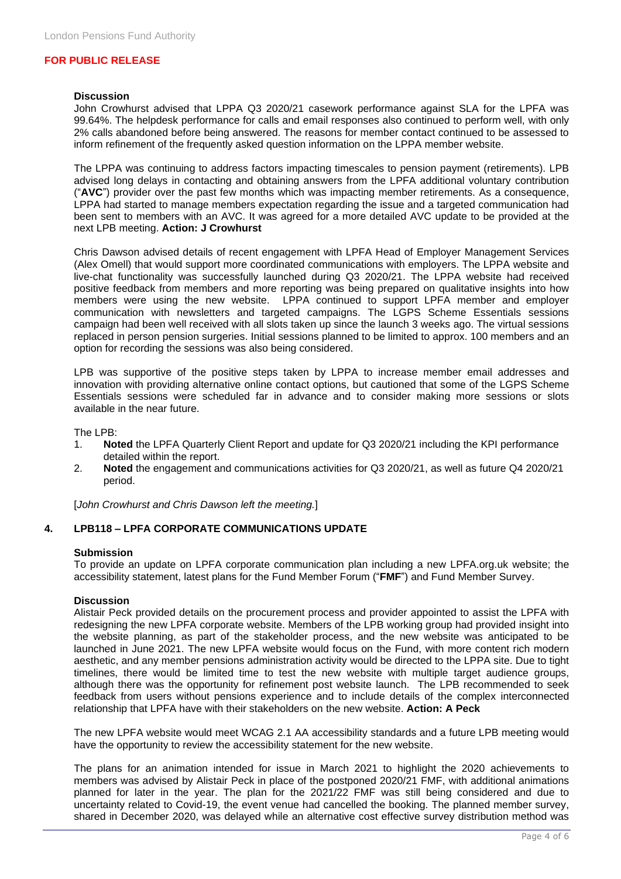**FOR PUBLIC RELEASE**

**Discussion**

John Crowhurst advised that LPPA Q3 2020/21 casework performance against SLA for the LPFA was 99.64%. The helpdesk performance for calls and email responses also continued to perform well, with only 2% calls abandoned before being answered. The reasons for member contact continued to be assessed to inform refinement of the frequently asked question information on the LPPA member website.

The LPPA was continuing to address factors impacting timescales to pension payment (retirements). LPB advised long delays in contacting and obtaining answers from the LPFA additional voluntary contribution ("**AVC**") provider over the past few months which was impacting member retirements. As a consequence, LPPA had started to manage members expectation regarding the issue and a targeted communication had been sent to members with an AVC. It was agreed for a more detailed AVC update to be provided at the next LPB meeting. **Action: J Crowhurst**

Chris Dawson advised details of recent engagement with LPFA Head of Employer Management Services (Alex Omell) that would support more coordinated communications with employers. The LPPA website and live-chat functionality was successfully launched during Q3 2020/21. The LPPA website had received positive feedback from members and more reporting was being prepared on qualitative insights into how members were using the new website. LPPA continued to support LPFA member and employer communication with newsletters and targeted campaigns. The LGPS Scheme Essentials sessions campaign had been well received with all slots taken up since the launch 3 weeks ago. The virtual sessions replaced in person pension surgeries. Initial sessions planned to be limited to approx. 100 members and an option for recording the sessions was also being considered.

LPB was supportive of the positive steps taken by LPPA to increase member email addresses and innovation with providing alternative online contact options, but cautioned that some of the LGPS Scheme Essentials sessions were scheduled far in advance and to consider making more sessions or slots available in the near future.

The LPB:

1. **Noted** the LPFA Quarterly Client Report and update for Q3 2020/21 including the KPI performance detailed within the report.
2. **Noted** the engagement and communications activities for Q3 2020/21, as well as future Q4 2020/21 period.

[*John Crowhurst and Chris Dawson left the meeting.*]

## 4. LPB118 – LPFA CORPORATE COMMUNICATIONS UPDATE

**Submission**

To provide an update on LPFA corporate communication plan including a new LPFA.org.uk website; the accessibility statement, latest plans for the Fund Member Forum ("**FMF**") and Fund Member Survey.

**Discussion**

Alistair Peck provided details on the procurement process and provider appointed to assist the LPFA with redesigning the new LPFA corporate website. Members of the LPB working group had provided insight into the website planning, as part of the stakeholder process, and the new website was anticipated to be launched in June 2021. The new LPFA website would focus on the Fund, with more content rich modern aesthetic, and any member pensions administration activity would be directed to the LPPA site. Due to tight timelines, there would be limited time to test the new website with multiple target audience groups, although there was the opportunity for refinement post website launch. The LPB recommended to seek feedback from users without pensions experience and to include details of the complex interconnected relationship that LPFA have with their stakeholders on the new website. **Action: A Peck**

The new LPFA website would meet WCAG 2.1 AA accessibility standards and a future LPB meeting would have the opportunity to review the accessibility statement for the new website.

The plans for an animation intended for issue in March 2021 to highlight the 2020 achievements to members was advised by Alistair Peck in place of the postponed 2020/21 FMF, with additional animations planned for later in the year. The plan for the 2021/22 FMF was still being considered and due to uncertainty related to Covid-19, the event venue had cancelled the booking. The planned member survey, shared in December 2020, was delayed while an alternative cost effective survey distribution method was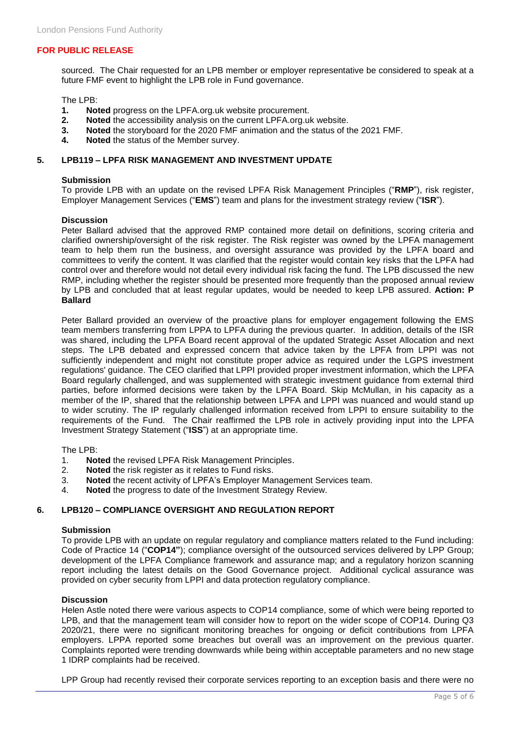sourced. The Chair requested for an LPB member or employer representative be considered to speak at a future FMF event to highlight the LPB role in Fund governance.

The LPB:

1. **Noted** progress on the LPFA.org.uk website procurement.
2. **Noted** the accessibility analysis on the current LPFA.org.uk website.
3. **Noted** the storyboard for the 2020 FMF animation and the status of the 2021 FMF.
4. **Noted** the status of the Member survey.

## 5. LPB119 – LPFA RISK MANAGEMENT AND INVESTMENT UPDATE

**Submission**

To provide LPB with an update on the revised LPFA Risk Management Principles ("**RMP**"), risk register, Employer Management Services ("**EMS**") team and plans for the investment strategy review ("**ISR**").

**Discussion**

Peter Ballard advised that the approved RMP contained more detail on definitions, scoring criteria and clarified ownership/oversight of the risk register. The Risk register was owned by the LPFA management team to help them run the business, and oversight assurance was provided by the LPFA board and committees to verify the content. It was clarified that the register would contain key risks that the LPFA had control over and therefore would not detail every individual risk facing the fund. The LPB discussed the new RMP, including whether the register should be presented more frequently than the proposed annual review by LPB and concluded that at least regular updates, would be needed to keep LPB assured. **Action: P Ballard**

Peter Ballard provided an overview of the proactive plans for employer engagement following the EMS team members transferring from LPPA to LPFA during the previous quarter. In addition, details of the ISR was shared, including the LPFA Board recent approval of the updated Strategic Asset Allocation and next steps. The LPB debated and expressed concern that advice taken by the LPFA from LPPI was not sufficiently independent and might not constitute proper advice as required under the LGPS investment regulations' guidance. The CEO clarified that LPPI provided proper investment information, which the LPFA Board regularly challenged, and was supplemented with strategic investment guidance from external third parties, before informed decisions were taken by the LPFA Board. Skip McMullan, in his capacity as a member of the IP, shared that the relationship between LPFA and LPPI was nuanced and would stand up to wider scrutiny. The IP regularly challenged information received from LPPI to ensure suitability to the requirements of the Fund. The Chair reaffirmed the LPB role in actively providing input into the LPFA Investment Strategy Statement ("**ISS**") at an appropriate time.

The LPB:

1. **Noted** the revised LPFA Risk Management Principles.
2. **Noted** the risk register as it relates to Fund risks.
3. **Noted** the recent activity of LPFA's Employer Management Services team.
4. **Noted** the progress to date of the Investment Strategy Review.

## 6. LPB120 – COMPLIANCE OVERSIGHT AND REGULATION REPORT

**Submission**

To provide LPB with an update on regular regulatory and compliance matters related to the Fund including: Code of Practice 14 ("**COP14"**); compliance oversight of the outsourced services delivered by LPP Group; development of the LPFA Compliance framework and assurance map; and a regulatory horizon scanning report including the latest details on the Good Governance project. Additional cyclical assurance was provided on cyber security from LPPI and data protection regulatory compliance.

**Discussion**

Helen Astle noted there were various aspects to COP14 compliance, some of which were being reported to LPB, and that the management team will consider how to report on the wider scope of COP14. During Q3 2020/21, there were no significant monitoring breaches for ongoing or deficit contributions from LPFA employers. LPPA reported some breaches but overall was an improvement on the previous quarter. Complaints reported were trending downwards while being within acceptable parameters and no new stage 1 IDRP complaints had be received.

LPP Group had recently revised their corporate services reporting to an exception basis and there were no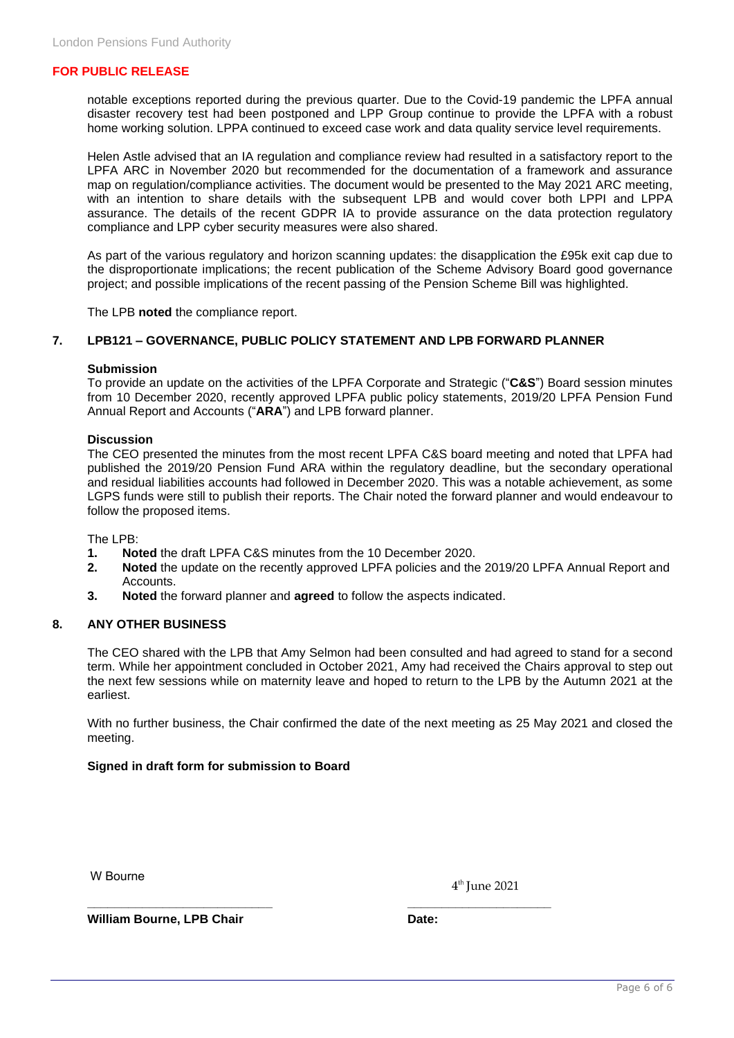**FOR PUBLIC RELEASE**

notable exceptions reported during the previous quarter. Due to the Covid-19 pandemic the LPFA annual disaster recovery test had been postponed and LPP Group continue to provide the LPFA with a robust home working solution. LPPA continued to exceed case work and data quality service level requirements.

Helen Astle advised that an IA regulation and compliance review had resulted in a satisfactory report to the LPFA ARC in November 2020 but recommended for the documentation of a framework and assurance map on regulation/compliance activities. The document would be presented to the May 2021 ARC meeting, with an intention to share details with the subsequent LPB and would cover both LPPI and LPPA assurance. The details of the recent GDPR IA to provide assurance on the data protection regulatory compliance and LPP cyber security measures were also shared.

As part of the various regulatory and horizon scanning updates: the disapplication the £95k exit cap due to the disproportionate implications; the recent publication of the Scheme Advisory Board good governance project; and possible implications of the recent passing of the Pension Scheme Bill was highlighted.

The LPB **noted** the compliance report.

## 7. LPB121 – GOVERNANCE, PUBLIC POLICY STATEMENT AND LPB FORWARD PLANNER

**Submission**

To provide an update on the activities of the LPFA Corporate and Strategic ("**C&S**") Board session minutes from 10 December 2020, recently approved LPFA public policy statements, 2019/20 LPFA Pension Fund Annual Report and Accounts ("**ARA**") and LPB forward planner.

**Discussion**

The CEO presented the minutes from the most recent LPFA C&S board meeting and noted that LPFA had published the 2019/20 Pension Fund ARA within the regulatory deadline, but the secondary operational and residual liabilities accounts had followed in December 2020. This was a notable achievement, as some LGPS funds were still to publish their reports. The Chair noted the forward planner and would endeavour to follow the proposed items.

The LPB:

1. **Noted** the draft LPFA C&S minutes from the 10 December 2020.
2. **Noted** the update on the recently approved LPFA policies and the 2019/20 LPFA Annual Report and Accounts.
3. **Noted** the forward planner and **agreed** to follow the aspects indicated.

## 8. ANY OTHER BUSINESS

The CEO shared with the LPB that Amy Selmon had been consulted and had agreed to stand for a second term. While her appointment concluded in October 2021, Amy had received the Chairs approval to step out the next few sessions while on maternity leave and hoped to return to the LPB by the Autumn 2021 at the earliest.

With no further business, the Chair confirmed the date of the next meeting as 25 May 2021 and closed the meeting.

**Signed in draft form for submission to Board**

W Bourne

\_\_\_\_\_\_\_\_\_\_\_\_\_\_\_\_\_\_\_\_\_\_\_\_\_\_\_\_

**William Bourne, LPB Chair**

4th June 2021

\_\_\_\_\_\_\_\_\_\_\_\_\_\_\_\_\_\_\_\_\_\_\_

**Date:**